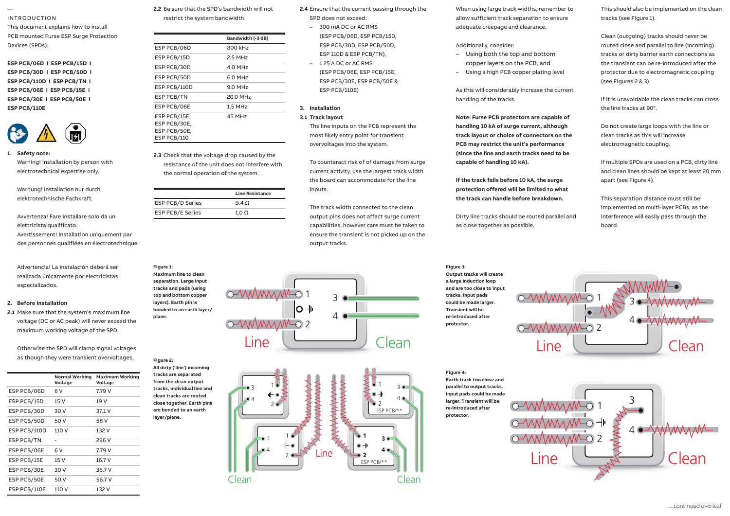## INTRODUCTION

This document explains how to install PCB mounted Furse ESP Surge Protection Devices (SPDs):

**ESP PCB/06D I ESP PCB/15D I ESP PCB/30D I ESP PCB/50D I ESP PCB/110D I ESP PCB/TN I ESP PCB/06E I ESP PCB/15E I ESP PCB/30E I ESP PCB/50E I ESP PCB/110E**

### 1. Safety note:

Warning! Installation by person with electrotechnical expertise only.

Warnung! Installation nur durch elektrotechnische Fachkraft.

Avvertenza! Fare installare solo da un elettricista qualificato.

Avertissement! Installation uniquement par des personnes qualifiées en électrotechnique.

Advertencia! La instalación deberá ser realizada únicamente por electricistas especializados.

### 2. Before installation

**2.1** Make sure that the system's maximum line voltage (DC or AC peak) will never exceed the maximum working voltage of the SPD.

Otherwise the SPD will clamp signal voltages as though they were transient overvoltages.

| | Normal Working Voltage | Maximum Working Voltage |
|---|---|---|
| ESP PCB/06D | 6 V | 7.79 V |
| ESP PCB/15D | 15 V | 19 V |
| ESP PCB/30D | 30 V | 37.1 V |
| ESP PCB/50D | 50 V | 58 V |
| ESP PCB/110D | 110 V | 132 V |
| ESP PCB/TN | - | 296 V |
| ESP PCB/06E | 6 V | 7.79 V |
| ESP PCB/15E | 15 V | 16.7 V |
| ESP PCB/30E | 30 V | 36.7 V |
| ESP PCB/50E | 50 V | 56.7 V |
| ESP PCB/110E | 110 V | 132 V |

**2.2** Be sure that the SPD's bandwidth will not restrict the system bandwidth.

| | Bandwidth (-3 dB) |
|---|---|
| ESP PCB/06D | 800 kHz |
| ESP PCB/15D | 2.5 MHz |
| ESP PCB/30D | 4.0 MHz |
| ESP PCB/50D | 6.0 MHz |
| ESP PCB/110D | 9.0 MHz |
| ESP PCB/TN | 20.0 MHz |
| ESP PCB/06E | 1.5 MHz |
| ESP PCB/15E, ESP PCB/30E, ESP PCB/50E, ESP PCB/110 | 45 MHz |

**2.3** Check that the voltage drop caused by the resistance of the unit does not interfere with the normal operation of the system.

| | Line Resistance |
|---|---|
| ESP PCB/D Series | 9.4 Ω |
| ESP PCB/E Series | 1.0 Ω |

**2.4** Ensure that the current passing through the SPD does not exceed:

- 300 mA DC or AC RMS (ESP PCB/06D, ESP PCB/15D, ESP PCB/30D, ESP PCB/50D, ESP 110D & ESP PCB/TN),
- 1.25 A DC or AC RMS (ESP PCB/06E, ESP PCB/15E, ESP PCB/30E, ESP PCB/50E & ESP PCB/110E)

### 3. Installation

**3.1 Track layout**

The line inputs on the PCB represent the most likely entry point for transient overvoltages into the system.

To counteract risk of of damage from surge current activity, use the largest track width the board can accommodate for the line inputs.

The track width connected to the clean output pins does not affect surge current capabilities, however care must be taken to ensure the transient is not picked up on the output tracks.

When using large track widths, remember to allow sufficient track separation to ensure adequate creepage and clearance.

Additionally, consider:

- Using both the top and bottom copper layers on the PCB, and
- Using a high PCB copper plating level

As this will considerably increase the current handling of the tracks.

**Note: Furse PCB protectors are capable of handling 10 kA of surge current, although track layout or choice of connectors on the PCB may restrict the unit's performance (since the line and earth tracks need to be capable of handling 10 kA).**

**If the track fails before 10 kA, the surge protection offered will be limited to what the track can handle before breakdown.**

Dirty line tracks should be routed parallel and as close together as possible.

This should also be implemented on the clean tracks (see Figure 1).

Clean (outgoing) tracks should never be routed close and parallel to line (incoming) tracks or dirty barrier earth connections as the transient can be re-introduced after the protector due to electromagnetic coupling (see Figures 2 & 3).

If it is unavoidable the clean tracks can cross the line tracks at 90°.

Do not create large loops with the line or clean tracks as this will increase electromagnetic coupling.

If multiple SPDs are used on a PCB, dirty line and clean lines should be kept at least 20 mm apart (see Figure 4).

This separation distance must still be implemented on multi-layer PCBs, as the interference will easily pass through the board.

**Figure 1:** Maximum line to clean separation. Large input tracks and pads (using top and bottom copper layers). Earth pin is bonded to an earth layer/ plane.

**Figure 2:** All dirty ('line') incoming tracks are separated from the clean output tracks, individual line and clean tracks are routed close together. Earth pins are bonded to an earth layer/plane.

**Figure 3:** Output tracks will create a large induction loop and are too close to input tracks. Input pads could be made larger. Transient will be re-introduced after protector.

**Figure 4:** Earth track too close and parallel to output tracks. Input pads could be made larger. Transient will be re-introduced after protector.

... continued overleaf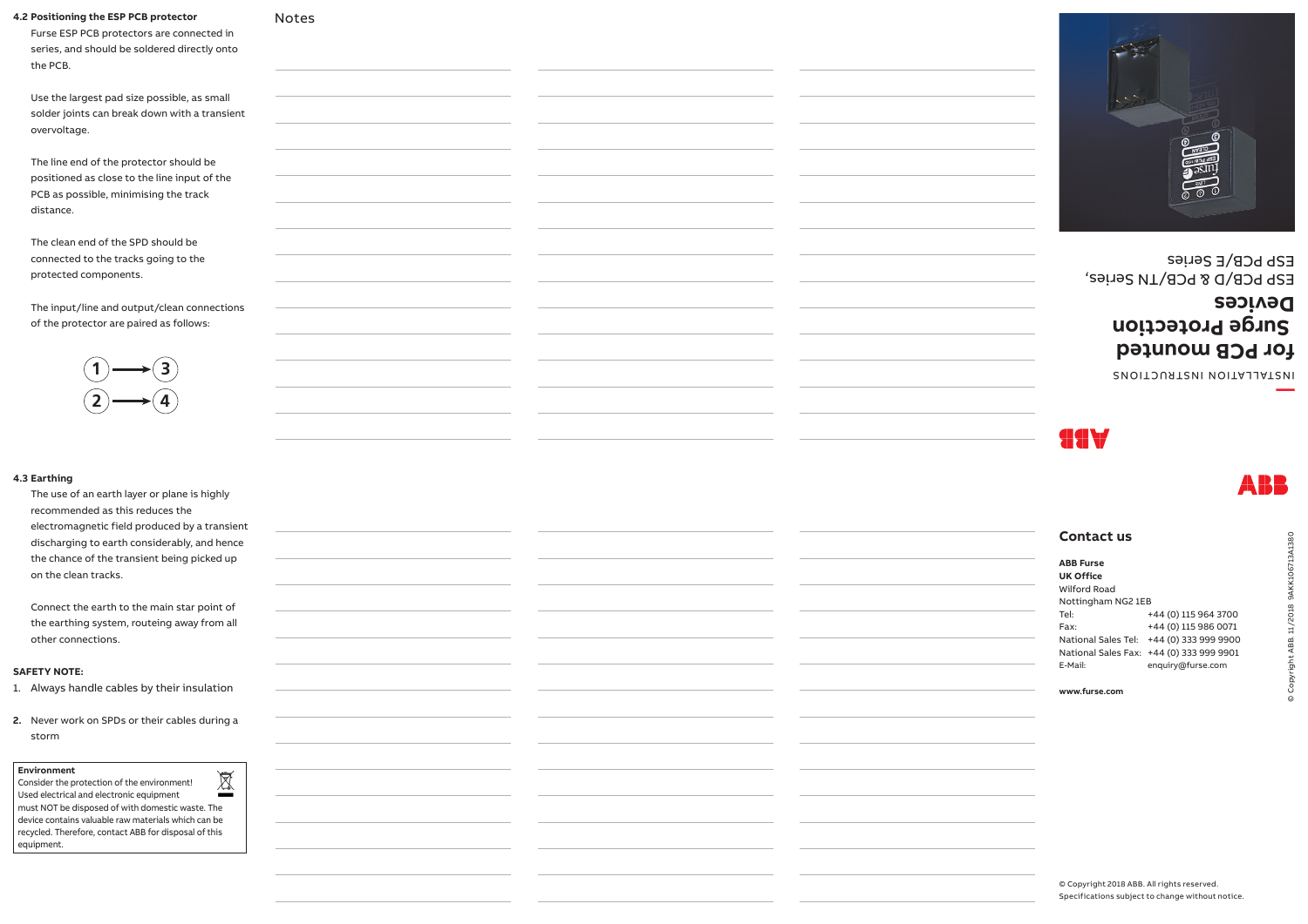### 4.2 Positioning the ESP PCB protector

Furse ESP PCB protectors are connected in series, and should be soldered directly onto the PCB.

Use the largest pad size possible, as small solder joints can break down with a transient overvoltage.

The line end of the protector should be positioned as close to the line input of the PCB as possible, minimising the track distance.

The clean end of the SPD should be connected to the tracks going to the protected components.

The input/line and output/clean connections of the protector are paired as follows:

1 → 3

2 → 4

### 4.3 Earthing

The use of an earth layer or plane is highly recommended as this reduces the electromagnetic field produced by a transient discharging to earth considerably, and hence the chance of the transient being picked up on the clean tracks.

Connect the earth to the main star point of the earthing system, routeing away from all other connections.

**SAFETY NOTE:**

1. Always handle cables by their insulation
2. Never work on SPDs or their cables during a storm

**Environment**
Consider the protection of the environment!
Used electrical and electronic equipment must NOT be disposed of with domestic waste. The device contains valuable raw materials which can be recycled. Therefore, contact ABB for disposal of this equipment.

Notes

INSTALLATION INSTRUCTIONS

# for PCB mounted Surge Protection Devices

ESP PCB/D & PCB/TN Series,
ESP PCB/E Series

ABB

## Contact us

**ABB Furse**
**UK Office**
Wilford Road
Nottingham NG2 1EB

| | |
|---|---|
| Tel: | +44 (0) 115 964 3700 |
| Fax: | +44 (0) 115 986 0071 |
| National Sales Tel: | +44 (0) 333 999 9900 |
| National Sales Fax: | +44 (0) 333 999 9901 |
| E-Mail: | enquiry@furse.com |

**www.furse.com**

© Copyright 2018 ABB. All rights reserved.
Specifications subject to change without notice.

© Copyright ABB. 11/2018 9AKK106713A1380